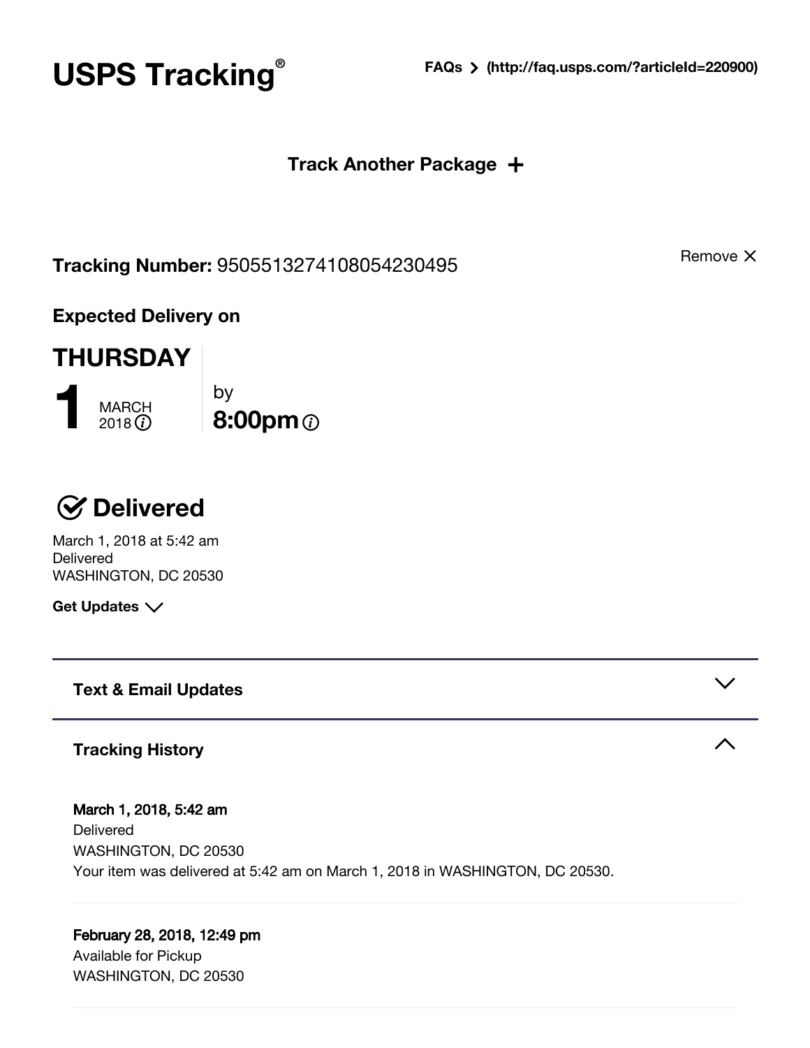# USPS Tracking®

**FAQs > (http://faq.usps.com/?articleId=220900)**

**Track Another Package +**

**Tracking Number:** 9505513274108054230495

Remove X

**Expected Delivery on**

**THURSDAY**

**1** MARCH 2018

by **8:00pm**

## Delivered

March 1, 2018 at 5:42 am
Delivered
WASHINGTON, DC 20530

**Get Updates**

**Text & Email Updates**

**Tracking History**

**March 1, 2018, 5:42 am**
Delivered
WASHINGTON, DC 20530
Your item was delivered at 5:42 am on March 1, 2018 in WASHINGTON, DC 20530.

**February 28, 2018, 12:49 pm**
Available for Pickup
WASHINGTON, DC 20530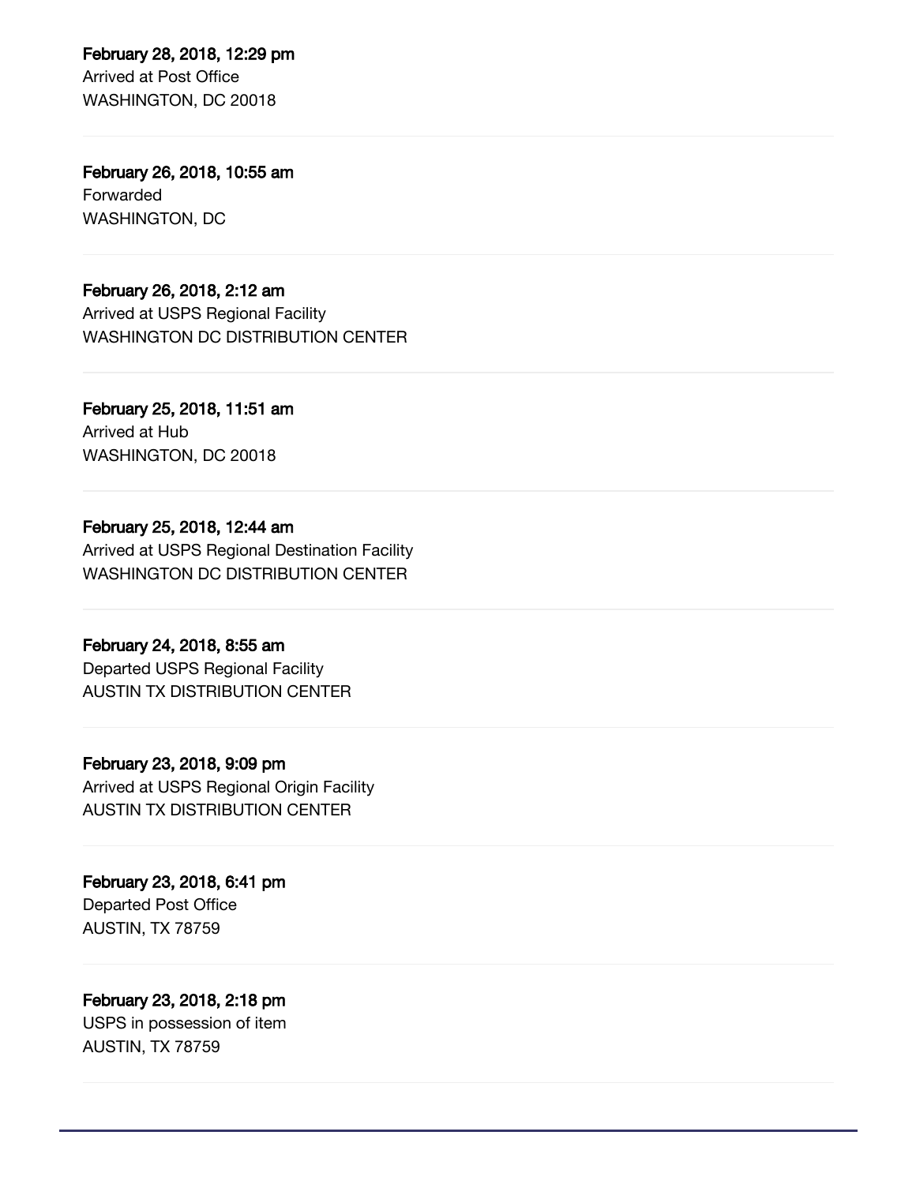**February 28, 2018, 12:29 pm**
Arrived at Post Office
WASHINGTON, DC 20018

---

**February 26, 2018, 10:55 am**
Forwarded
WASHINGTON, DC

---

**February 26, 2018, 2:12 am**
Arrived at USPS Regional Facility
WASHINGTON DC DISTRIBUTION CENTER

---

**February 25, 2018, 11:51 am**
Arrived at Hub
WASHINGTON, DC 20018

---

**February 25, 2018, 12:44 am**
Arrived at USPS Regional Destination Facility
WASHINGTON DC DISTRIBUTION CENTER

---

**February 24, 2018, 8:55 am**
Departed USPS Regional Facility
AUSTIN TX DISTRIBUTION CENTER

---

**February 23, 2018, 9:09 pm**
Arrived at USPS Regional Origin Facility
AUSTIN TX DISTRIBUTION CENTER

---

**February 23, 2018, 6:41 pm**
Departed Post Office
AUSTIN, TX 78759

---

**February 23, 2018, 2:18 pm**
USPS in possession of item
AUSTIN, TX 78759

---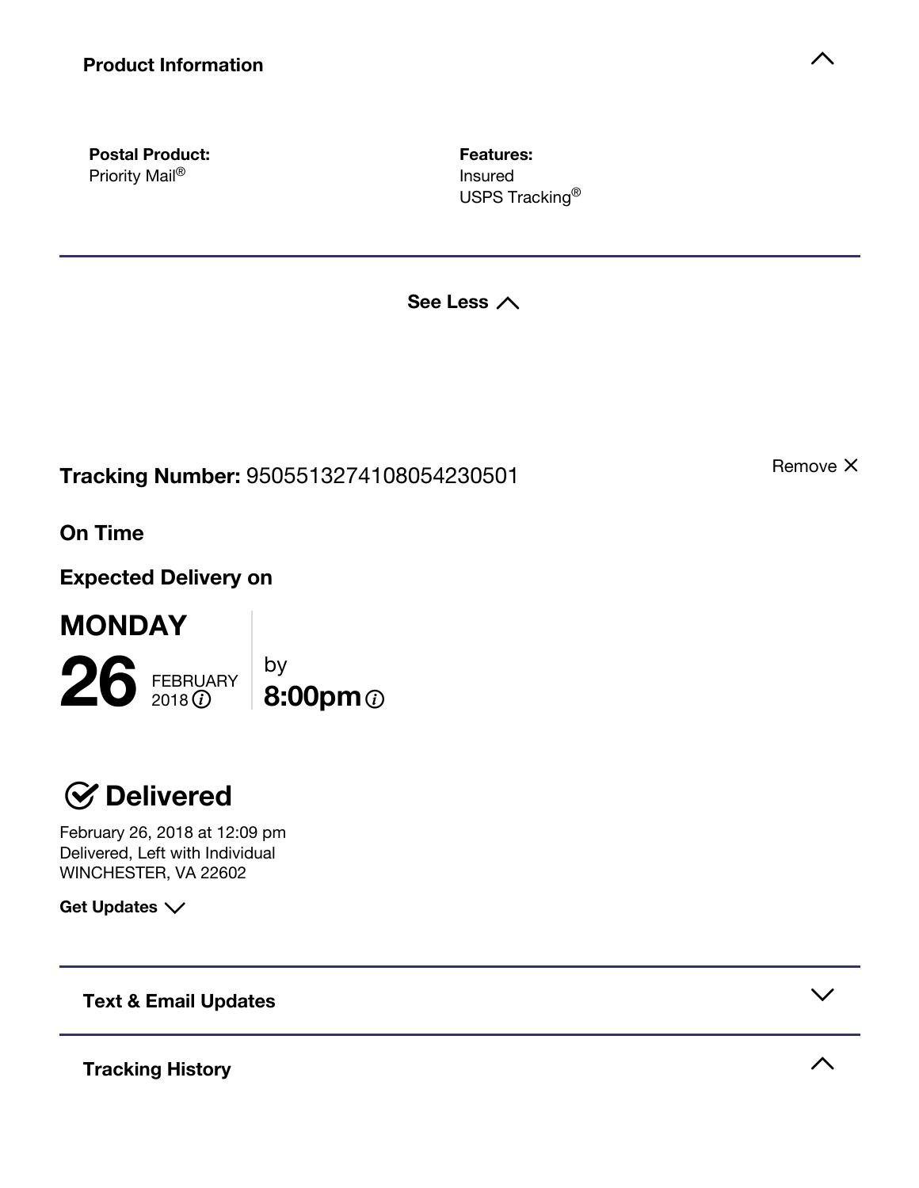**Product Information**

**Postal Product:**
Priority Mail®

**Features:**
Insured
USPS Tracking®

---

**See Less**

**Tracking Number:** 9505513274108054230501

Remove

**On Time**

**Expected Delivery on**

**MONDAY**

**26** FEBRUARY 2018

by
**8:00pm**

## Delivered

February 26, 2018 at 12:09 pm
Delivered, Left with Individual
WINCHESTER, VA 22602

**Get Updates**

---

**Text & Email Updates**

---

**Tracking History**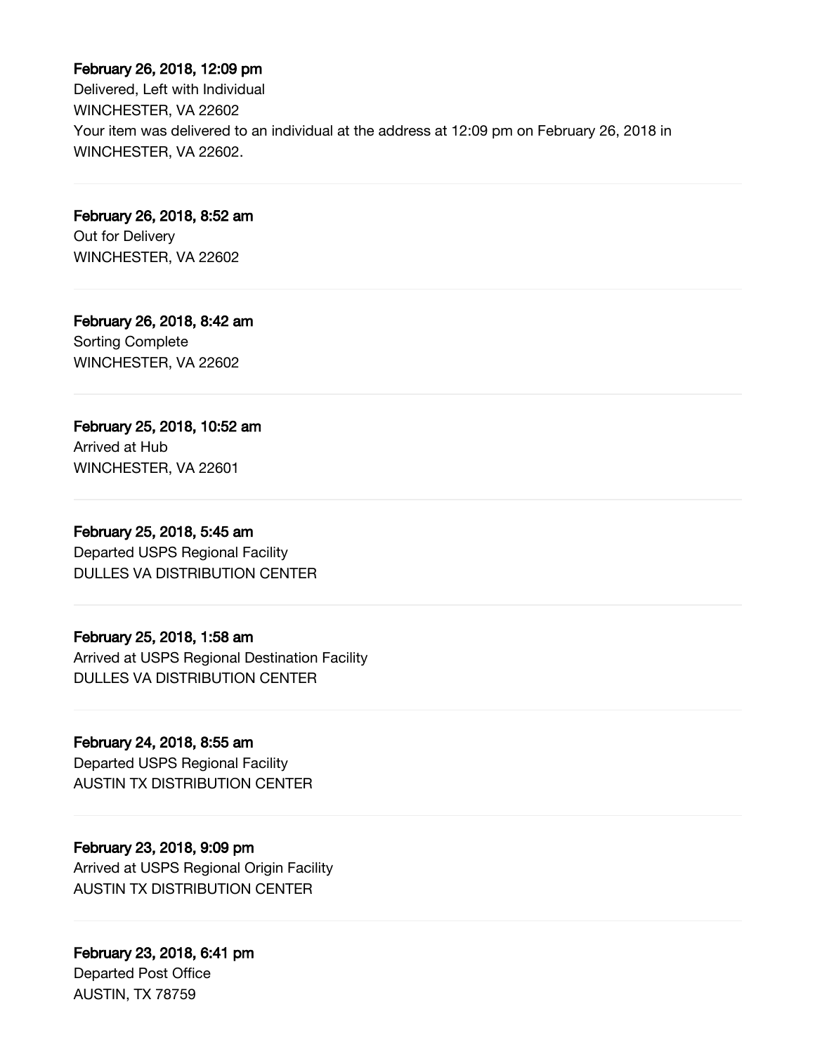**February 26, 2018, 12:09 pm**
Delivered, Left with Individual
WINCHESTER, VA 22602
Your item was delivered to an individual at the address at 12:09 pm on February 26, 2018 in WINCHESTER, VA 22602.

---

**February 26, 2018, 8:52 am**
Out for Delivery
WINCHESTER, VA 22602

---

**February 26, 2018, 8:42 am**
Sorting Complete
WINCHESTER, VA 22602

---

**February 25, 2018, 10:52 am**
Arrived at Hub
WINCHESTER, VA 22601

---

**February 25, 2018, 5:45 am**
Departed USPS Regional Facility
DULLES VA DISTRIBUTION CENTER

---

**February 25, 2018, 1:58 am**
Arrived at USPS Regional Destination Facility
DULLES VA DISTRIBUTION CENTER

---

**February 24, 2018, 8:55 am**
Departed USPS Regional Facility
AUSTIN TX DISTRIBUTION CENTER

---

**February 23, 2018, 9:09 pm**
Arrived at USPS Regional Origin Facility
AUSTIN TX DISTRIBUTION CENTER

---

**February 23, 2018, 6:41 pm**
Departed Post Office
AUSTIN, TX 78759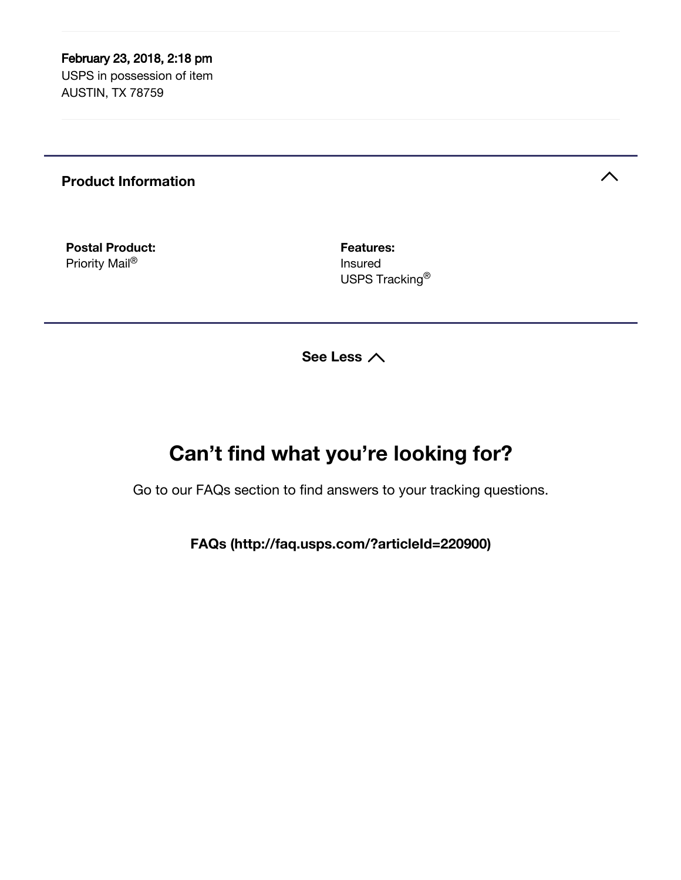**February 23, 2018, 2:18 pm**
USPS in possession of item
AUSTIN, TX 78759

## Product Information

**Postal Product:**
Priority Mail®

**Features:**
Insured
USPS Tracking®

**See Less**

## Can't find what you're looking for?

Go to our FAQs section to find answers to your tracking questions.

**FAQs (http://faq.usps.com/?articleId=220900)**